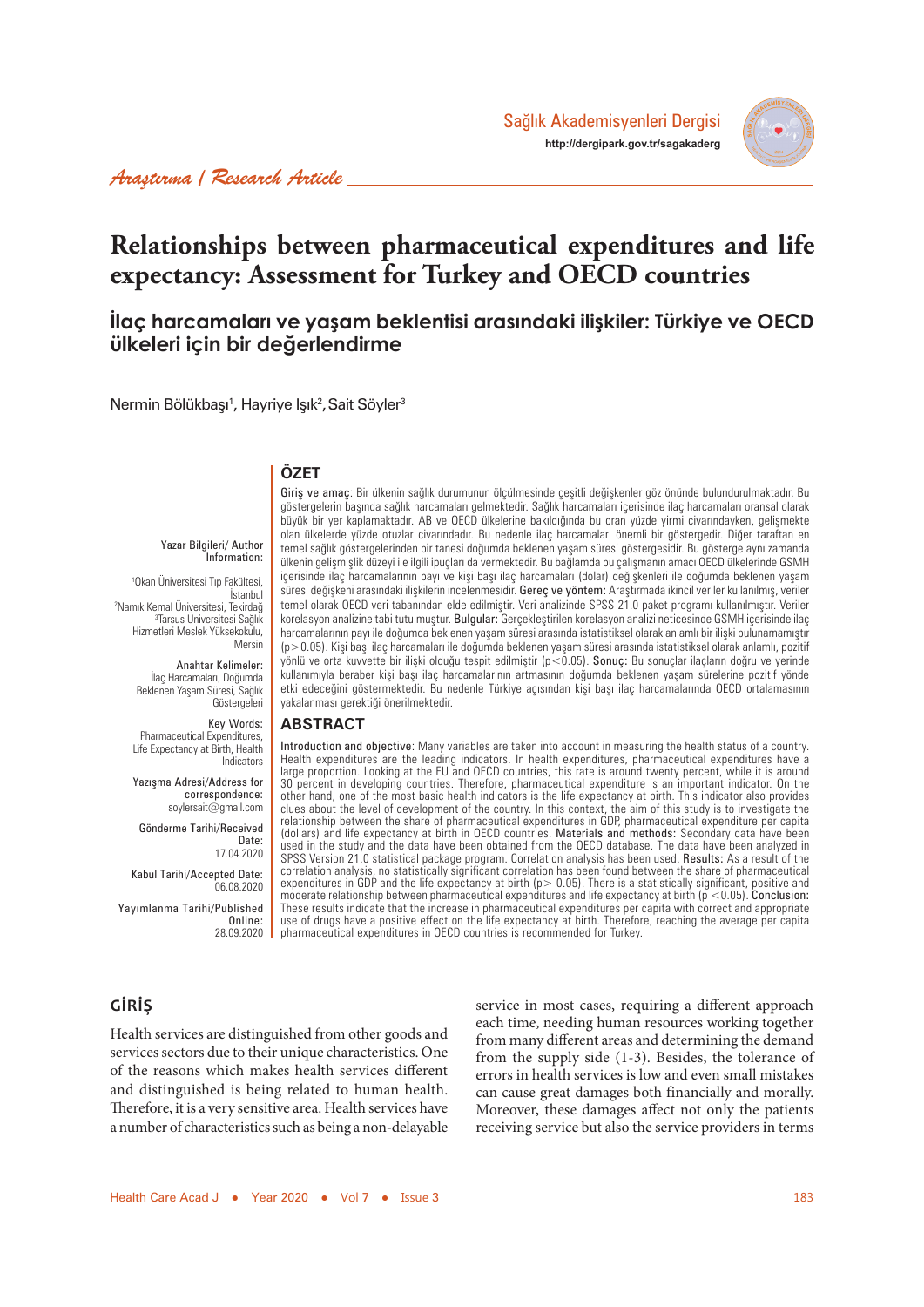Sağlık Akademisyenleri Dergisi
http://dergipark.gov.tr/sagakaderg

*Araştırma / Research Article*

# Relationships between pharmaceutical expenditures and life expectancy: Assessment for Turkey and OECD countries

## İlaç harcamaları ve yaşam beklentisi arasındaki ilişkiler: Türkiye ve OECD ülkeleri için bir değerlendirme

Nermin Bölükbaşı[1], Hayriye Işık[2], Sait Söyler[3]

Yazar Bilgileri/ Author Information:

[1]Okan Üniversitesi Tıp Fakültesi, İstanbul
[2]Namık Kemal Üniversitesi, Tekirdağ
[3]Tarsus Üniversitesi Sağlık Hizmetleri Meslek Yüksekokulu, Mersin

Anahtar Kelimeler: İlaç Harcamaları, Doğumda Beklenen Yaşam Süresi, Sağlık Göstergeleri

Key Words: Pharmaceutical Expenditures, Life Expectancy at Birth, Health Indicators

Yazışma Adresi/Address for correspondence: soylersait@gmail.com

Gönderme Tarihi/Received Date: 17.04.2020

Kabul Tarihi/Accepted Date: 06.08.2020

Yayımlanma Tarihi/Published Online: 28.09.2020

## ÖZET

Giriş ve amaç: Bir ülkenin sağlık durumunun ölçülmesinde çeşitli değişkenler göz önünde bulundurulmaktadır. Bu göstergelerin başında sağlık harcamaları gelmektedir. Sağlık harcamaları içerisinde ilaç harcamaları oransal olarak büyük bir yer kaplamaktadır. AB ve OECD ülkelerine bakıldığında bu oran yüzde yirmi civarındayken, gelişmekte olan ülkelerde yüzde otuzlar civarındadır. Bu nedenle ilaç harcamaları önemli bir göstergedir. Diğer taraftan en temel sağlık göstergelerinden bir tanesi doğumda beklenen yaşam süresi göstergesidir. Bu gösterge aynı zamanda ülkenin gelişmişlik düzeyi ile ilgili ipuçları da vermektedir. Bu bağlamda bu çalışmanın amacı OECD ülkelerinde GSMH içerisinde ilaç harcamalarının payı ve kişi başı ilaç harcamaları (dolar) değişkenleri ile doğumda beklenen yaşam süresi değişkeni arasındaki ilişkilerin incelenmesidir. Gereç ve yöntem: Araştırmada ikincil veriler kullanılmış, veriler temel olarak OECD veri tabanından elde edilmiştir. Veri analizinde SPSS 21.0 paket programı kullanılmıştır. Veriler korelasyon analizine tabi tutulmuştur. Bulgular: Gerçekleştirilen korelasyon analizi neticesinde GSMH içerisinde ilaç harcamalarının payı ile doğumda beklenen yaşam süresi arasında istatistiksel olarak anlamlı bir ilişki bulunamamıştır ($p > 0.05$). Kişi başı ilaç harcamaları ile doğumda beklenen yaşam süresi arasında istatistiksel olarak anlamlı, pozitif yönlü ve orta kuvvette bir ilişki olduğu tespit edilmiştir ($p < 0.05$). Sonuç: Bu sonuçlar ilaçların doğru ve yerinde kullanımıyla beraber kişi başı ilaç harcamalarının artmasının doğumda beklenen yaşam sürelerine pozitif yönde etki edeceğini göstermektedir. Bu nedenle Türkiye açısından kişi başı ilaç harcamalarında OECD ortalamasının yakalanması gerektiği önerilmektedir.

## ABSTRACT

Introduction and objective: Many variables are taken into account in measuring the health status of a country. Health expenditures are the leading indicators. In health expenditures, pharmaceutical expenditures have a large proportion. Looking at the EU and OECD countries, this rate is around twenty percent, while it is around 30 percent in developing countries. Therefore, pharmaceutical expenditure is an important indicator. On the other hand, one of the most basic health indicators is the life expectancy at birth. This indicator also provides clues about the level of development of the country. In this context, the aim of this study is to investigate the relationship between the share of pharmaceutical expenditures in GDP, pharmaceutical expenditure per capita (dollars) and life expectancy at birth in OECD countries. Materials and methods: Secondary data have been used in the study and the data have been obtained from the OECD database. The data have been analyzed in SPSS Version 21.0 statistical package program. Correlation analysis has been used. Results: As a result of the correlation analysis, no statistically significant correlation has been found between the share of pharmaceutical expenditures in GDP and the life expectancy at birth ($p > 0.05$). There is a statistically significant, positive and moderate relationship between pharmaceutical expenditures and life expectancy at birth ($p < 0.05$). Conclusion: These results indicate that the increase in pharmaceutical expenditures per capita with correct and appropriate use of drugs have a positive effect on the life expectancy at birth. Therefore, reaching the average per capita pharmaceutical expenditures in OECD countries is recommended for Turkey.

## GİRİŞ

Health services are distinguished from other goods and services sectors due to their unique characteristics. One of the reasons which makes health services different and distinguished is being related to human health. Therefore, it is a very sensitive area. Health services have a number of characteristics such as being a non-delayable service in most cases, requiring a different approach each time, needing human resources working together from many different areas and determining the demand from the supply side (1-3). Besides, the tolerance of errors in health services is low and even small mistakes can cause great damages both financially and morally. Moreover, these damages affect not only the patients receiving service but also the service providers in terms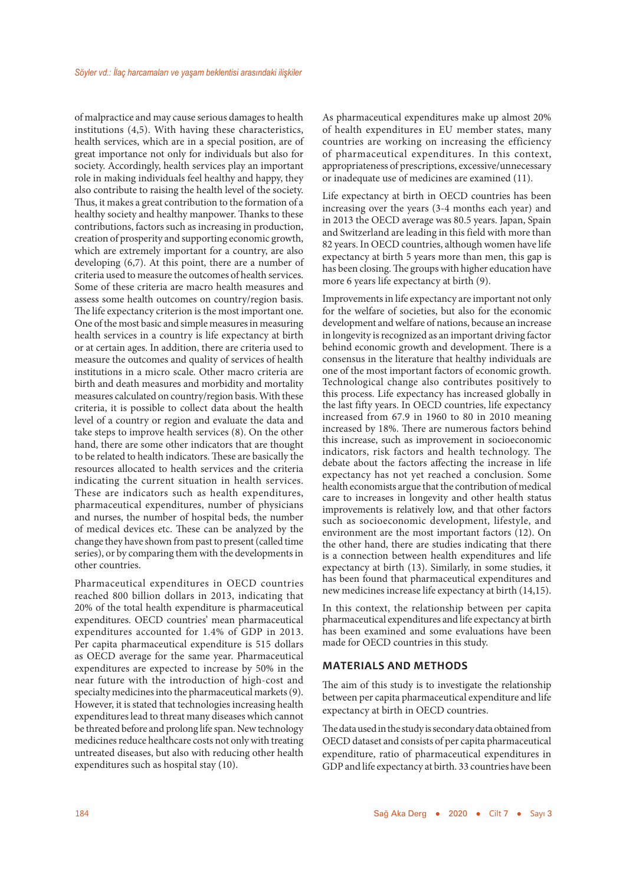of malpractice and may cause serious damages to health institutions (4,5). With having these characteristics, health services, which are in a special position, are of great importance not only for individuals but also for society. Accordingly, health services play an important role in making individuals feel healthy and happy, they also contribute to raising the health level of the society. Thus, it makes a great contribution to the formation of a healthy society and healthy manpower. Thanks to these contributions, factors such as increasing in production, creation of prosperity and supporting economic growth, which are extremely important for a country, are also developing (6,7). At this point, there are a number of criteria used to measure the outcomes of health services. Some of these criteria are macro health measures and assess some health outcomes on country/region basis. The life expectancy criterion is the most important one. One of the most basic and simple measures in measuring health services in a country is life expectancy at birth or at certain ages. In addition, there are criteria used to measure the outcomes and quality of services of health institutions in a micro scale. Other macro criteria are birth and death measures and morbidity and mortality measures calculated on country/region basis. With these criteria, it is possible to collect data about the health level of a country or region and evaluate the data and take steps to improve health services (8). On the other hand, there are some other indicators that are thought to be related to health indicators. These are basically the resources allocated to health services and the criteria indicating the current situation in health services. These are indicators such as health expenditures, pharmaceutical expenditures, number of physicians and nurses, the number of hospital beds, the number of medical devices etc. These can be analyzed by the change they have shown from past to present (called time series), or by comparing them with the developments in other countries.

Pharmaceutical expenditures in OECD countries reached 800 billion dollars in 2013, indicating that 20% of the total health expenditure is pharmaceutical expenditures. OECD countries' mean pharmaceutical expenditures accounted for 1.4% of GDP in 2013. Per capita pharmaceutical expenditure is 515 dollars as OECD average for the same year. Pharmaceutical expenditures are expected to increase by 50% in the near future with the introduction of high-cost and specialty medicines into the pharmaceutical markets (9). However, it is stated that technologies increasing health expenditures lead to threat many diseases which cannot be threated before and prolong life span. New technology medicines reduce healthcare costs not only with treating untreated diseases, but also with reducing other health expenditures such as hospital stay (10).

As pharmaceutical expenditures make up almost 20% of health expenditures in EU member states, many countries are working on increasing the efficiency of pharmaceutical expenditures. In this context, appropriateness of prescriptions, excessive/unnecessary or inadequate use of medicines are examined (11).

Life expectancy at birth in OECD countries has been increasing over the years (3-4 months each year) and in 2013 the OECD average was 80.5 years. Japan, Spain and Switzerland are leading in this field with more than 82 years. In OECD countries, although women have life expectancy at birth 5 years more than men, this gap is has been closing. The groups with higher education have more 6 years life expectancy at birth (9).

Improvements in life expectancy are important not only for the welfare of societies, but also for the economic development and welfare of nations, because an increase in longevity is recognized as an important driving factor behind economic growth and development. There is a consensus in the literature that healthy individuals are one of the most important factors of economic growth. Technological change also contributes positively to this process. Life expectancy has increased globally in the last fifty years. In OECD countries, life expectancy increased from 67.9 in 1960 to 80 in 2010 meaning increased by 18%. There are numerous factors behind this increase, such as improvement in socioeconomic indicators, risk factors and health technology. The debate about the factors affecting the increase in life expectancy has not yet reached a conclusion. Some health economists argue that the contribution of medical care to increases in longevity and other health status improvements is relatively low, and that other factors such as socioeconomic development, lifestyle, and environment are the most important factors (12). On the other hand, there are studies indicating that there is a connection between health expenditures and life expectancy at birth (13). Similarly, in some studies, it has been found that pharmaceutical expenditures and new medicines increase life expectancy at birth (14,15).

In this context, the relationship between per capita pharmaceutical expenditures and life expectancy at birth has been examined and some evaluations have been made for OECD countries in this study.

## MATERIALS AND METHODS

The aim of this study is to investigate the relationship between per capita pharmaceutical expenditure and life expectancy at birth in OECD countries.

The data used in the study is secondary data obtained from OECD dataset and consists of per capita pharmaceutical expenditure, ratio of pharmaceutical expenditures in GDP and life expectancy at birth. 33 countries have been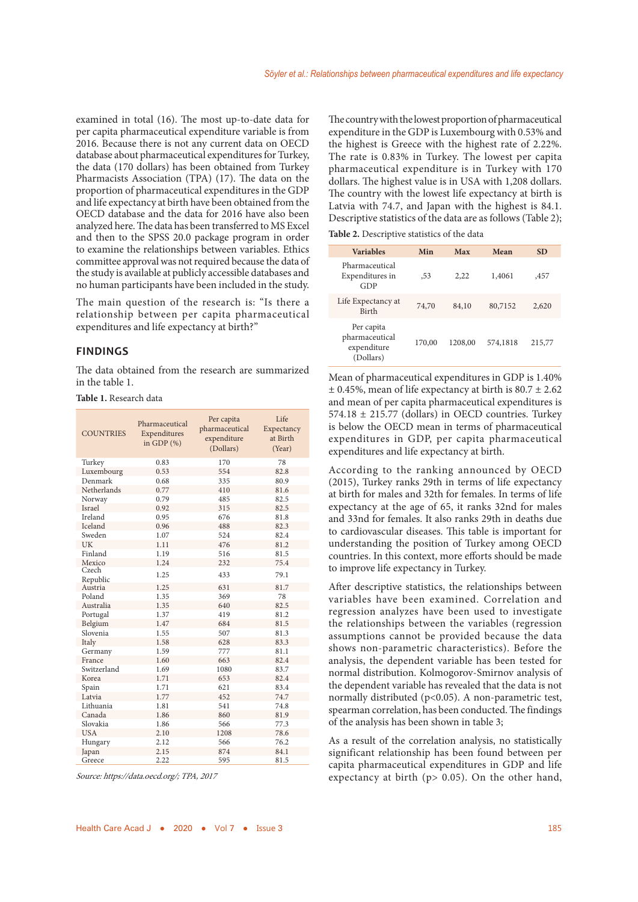examined in total (16). The most up-to-date data for per capita pharmaceutical expenditure variable is from 2016. Because there is not any current data on OECD database about pharmaceutical expenditures for Turkey, the data (170 dollars) has been obtained from Turkey Pharmacists Association (TPA) (17). The data on the proportion of pharmaceutical expenditures in the GDP and life expectancy at birth have been obtained from the OECD database and the data for 2016 have also been analyzed here. The data has been transferred to MS Excel and then to the SPSS 20.0 package program in order to examine the relationships between variables. Ethics committee approval was not required because the data of the study is available at publicly accessible databases and no human participants have been included in the study.

The main question of the research is: "Is there a relationship between per capita pharmaceutical expenditures and life expectancy at birth?"

## FINDINGS

The data obtained from the research are summarized in the table 1.

**Table 1.** Research data

| COUNTRIES | Pharmaceutical Expenditures in GDP (%) | Per capita pharmaceutical expenditure (Dollars) | Life Expectancy at Birth (Year) |
|---|---|---|---|
| Turkey | 0.83 | 170 | 78 |
| Luxembourg | 0.53 | 554 | 82.8 |
| Denmark | 0.68 | 335 | 80.9 |
| Netherlands | 0.77 | 410 | 81.6 |
| Norway | 0.79 | 485 | 82.5 |
| Israel | 0.92 | 315 | 82.5 |
| Ireland | 0.95 | 676 | 81.8 |
| Iceland | 0.96 | 488 | 82.3 |
| Sweden | 1.07 | 524 | 82.4 |
| UK | 1.11 | 476 | 81.2 |
| Finland | 1.19 | 516 | 81.5 |
| Mexico | 1.24 | 232 | 75.4 |
| Czech Republic | 1.25 | 433 | 79.1 |
| Austria | 1.25 | 631 | 81.7 |
| Poland | 1.35 | 369 | 78 |
| Australia | 1.35 | 640 | 82.5 |
| Portugal | 1.37 | 419 | 81.2 |
| Belgium | 1.47 | 684 | 81.5 |
| Slovenia | 1.55 | 507 | 81.3 |
| Italy | 1.58 | 628 | 83.3 |
| Germany | 1.59 | 777 | 81.1 |
| France | 1.60 | 663 | 82.4 |
| Switzerland | 1.69 | 1080 | 83.7 |
| Korea | 1.71 | 653 | 82.4 |
| Spain | 1.71 | 621 | 83.4 |
| Latvia | 1.77 | 452 | 74.7 |
| Lithuania | 1.81 | 541 | 74.8 |
| Canada | 1.86 | 860 | 81.9 |
| Slovakia | 1.86 | 566 | 77.3 |
| USA | 2.10 | 1208 | 78.6 |
| Hungary | 2.12 | 566 | 76.2 |
| Japan | 2.15 | 874 | 84.1 |
| Greece | 2.22 | 595 | 81.5 |

*Source: https://data.oecd.org/; TPA, 2017*

The country with the lowest proportion of pharmaceutical expenditure in the GDP is Luxembourg with 0.53% and the highest is Greece with the highest rate of 2.22%. The rate is 0.83% in Turkey. The lowest per capita pharmaceutical expenditure is in Turkey with 170 dollars. The highest value is in USA with 1,208 dollars. The country with the lowest life expectancy at birth is Latvia with 74.7, and Japan with the highest is 84.1. Descriptive statistics of the data are as follows (Table 2);

**Table 2.** Descriptive statistics of the data

| Variables | Min | Max | Mean | SD |
|---|---|---|---|---|
| Pharmaceutical Expenditures in GDP | ,53 | 2,22 | 1,4061 | ,457 |
| Life Expectancy at Birth | 74,70 | 84,10 | 80,7152 | 2,620 |
| Per capita pharmaceutical expenditure (Dollars) | 170,00 | 1208,00 | 574,1818 | 215,77 |

Mean of pharmaceutical expenditures in GDP is 1.40% ± 0.45%, mean of life expectancy at birth is 80.7 ± 2.62 and mean of per capita pharmaceutical expenditures is 574.18 ± 215.77 (dollars) in OECD countries. Turkey is below the OECD mean in terms of pharmaceutical expenditures in GDP, per capita pharmaceutical expenditures and life expectancy at birth.

According to the ranking announced by OECD (2015), Turkey ranks 29th in terms of life expectancy at birth for males and 32th for females. In terms of life expectancy at the age of 65, it ranks 32nd for males and 33nd for females. It also ranks 29th in deaths due to cardiovascular diseases. This table is important for understanding the position of Turkey among OECD countries. In this context, more efforts should be made to improve life expectancy in Turkey.

After descriptive statistics, the relationships between variables have been examined. Correlation and regression analyzes have been used to investigate the relationships between the variables (regression assumptions cannot be provided because the data shows non-parametric characteristics). Before the analysis, the dependent variable has been tested for normal distribution. Kolmogorov-Smirnov analysis of the dependent variable has revealed that the data is not normally distributed ($p<0.05$). A non-parametric test, spearman correlation, has been conducted. The findings of the analysis has been shown in table 3;

As a result of the correlation analysis, no statistically significant relationship has been found between per capita pharmaceutical expenditures in GDP and life expectancy at birth ($p> 0.05$). On the other hand,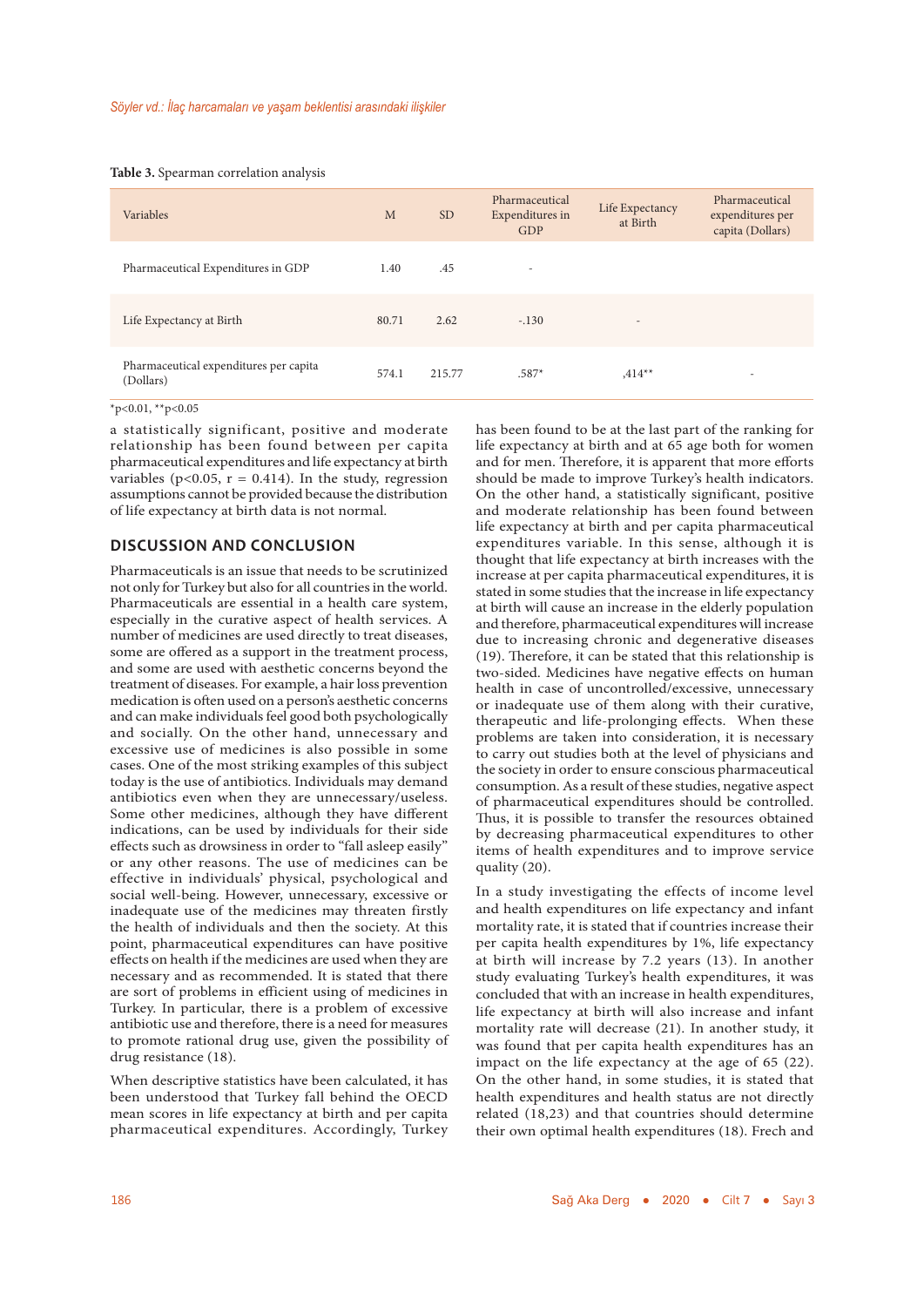**Table 3.** Spearman correlation analysis

| Variables | M | SD | Pharmaceutical Expenditures in GDP | Life Expectancy at Birth | Pharmaceutical expenditures per capita (Dollars) |
|---|---|---|---|---|---|
| Pharmaceutical Expenditures in GDP | 1.40 | .45 | - | | |
| Life Expectancy at Birth | 80.71 | 2.62 | -.130 | - | |
| Pharmaceutical expenditures per capita (Dollars) | 574.1 | 215.77 | .587* | ,414** | - |

*p<0.01, **p<0.05

a statistically significant, positive and moderate relationship has been found between per capita pharmaceutical expenditures and life expectancy at birth variables ($p<0.05$, $r = 0.414$). In the study, regression assumptions cannot be provided because the distribution of life expectancy at birth data is not normal.

## DISCUSSION AND CONCLUSION

Pharmaceuticals is an issue that needs to be scrutinized not only for Turkey but also for all countries in the world. Pharmaceuticals are essential in a health care system, especially in the curative aspect of health services. A number of medicines are used directly to treat diseases, some are offered as a support in the treatment process, and some are used with aesthetic concerns beyond the treatment of diseases. For example, a hair loss prevention medication is often used on a person's aesthetic concerns and can make individuals feel good both psychologically and socially. On the other hand, unnecessary and excessive use of medicines is also possible in some cases. One of the most striking examples of this subject today is the use of antibiotics. Individuals may demand antibiotics even when they are unnecessary/useless. Some other medicines, although they have different indications, can be used by individuals for their side effects such as drowsiness in order to "fall asleep easily" or any other reasons. The use of medicines can be effective in individuals' physical, psychological and social well-being. However, unnecessary, excessive or inadequate use of the medicines may threaten firstly the health of individuals and then the society. At this point, pharmaceutical expenditures can have positive effects on health if the medicines are used when they are necessary and as recommended. It is stated that there are sort of problems in efficient using of medicines in Turkey. In particular, there is a problem of excessive antibiotic use and therefore, there is a need for measures to promote rational drug use, given the possibility of drug resistance (18).

When descriptive statistics have been calculated, it has been understood that Turkey fall behind the OECD mean scores in life expectancy at birth and per capita pharmaceutical expenditures. Accordingly, Turkey has been found to be at the last part of the ranking for life expectancy at birth and at 65 age both for women and for men. Therefore, it is apparent that more efforts should be made to improve Turkey's health indicators. On the other hand, a statistically significant, positive and moderate relationship has been found between life expectancy at birth and per capita pharmaceutical expenditures variable. In this sense, although it is thought that life expectancy at birth increases with the increase at per capita pharmaceutical expenditures, it is stated in some studies that the increase in life expectancy at birth will cause an increase in the elderly population and therefore, pharmaceutical expenditures will increase due to increasing chronic and degenerative diseases (19). Therefore, it can be stated that this relationship is two-sided. Medicines have negative effects on human health in case of uncontrolled/excessive, unnecessary or inadequate use of them along with their curative, therapeutic and life-prolonging effects. When these problems are taken into consideration, it is necessary to carry out studies both at the level of physicians and the society in order to ensure conscious pharmaceutical consumption. As a result of these studies, negative aspect of pharmaceutical expenditures should be controlled. Thus, it is possible to transfer the resources obtained by decreasing pharmaceutical expenditures to other items of health expenditures and to improve service quality (20).

In a study investigating the effects of income level and health expenditures on life expectancy and infant mortality rate, it is stated that if countries increase their per capita health expenditures by 1%, life expectancy at birth will increase by 7.2 years (13). In another study evaluating Turkey's health expenditures, it was concluded that with an increase in health expenditures, life expectancy at birth will also increase and infant mortality rate will decrease (21). In another study, it was found that per capita health expenditures has an impact on the life expectancy at the age of 65 (22). On the other hand, in some studies, it is stated that health expenditures and health status are not directly related (18,23) and that countries should determine their own optimal health expenditures (18). Frech and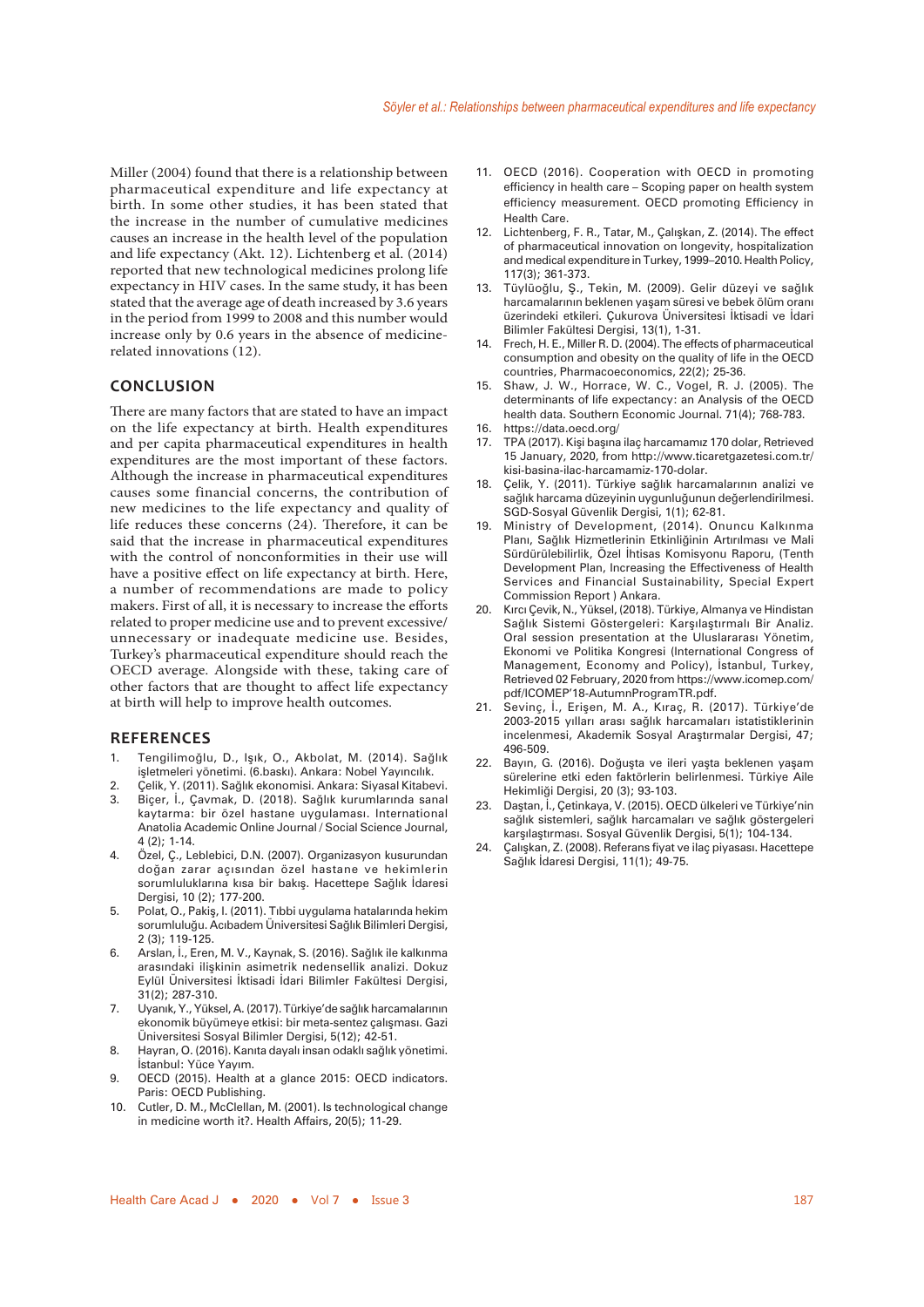Miller (2004) found that there is a relationship between pharmaceutical expenditure and life expectancy at birth. In some other studies, it has been stated that the increase in the number of cumulative medicines causes an increase in the health level of the population and life expectancy (Akt. 12). Lichtenberg et al. (2014) reported that new technological medicines prolong life expectancy in HIV cases. In the same study, it has been stated that the average age of death increased by 3.6 years in the period from 1999 to 2008 and this number would increase only by 0.6 years in the absence of medicine-related innovations (12).

## CONCLUSION

There are many factors that are stated to have an impact on the life expectancy at birth. Health expenditures and per capita pharmaceutical expenditures in health expenditures are the most important of these factors. Although the increase in pharmaceutical expenditures causes some financial concerns, the contribution of new medicines to the life expectancy and quality of life reduces these concerns (24). Therefore, it can be said that the increase in pharmaceutical expenditures with the control of nonconformities in their use will have a positive effect on life expectancy at birth. Here, a number of recommendations are made to policy makers. First of all, it is necessary to increase the efforts related to proper medicine use and to prevent excessive/ unnecessary or inadequate medicine use. Besides, Turkey's pharmaceutical expenditure should reach the OECD average. Alongside with these, taking care of other factors that are thought to affect life expectancy at birth will help to improve health outcomes.

## REFERENCES

1. Tengilimoğlu, D., Işık, O., Akbolat, M. (2014). Sağlık işletmeleri yönetimi. (6.baskı). Ankara: Nobel Yayıncılık.
2. Çelik, Y. (2011). Sağlık ekonomisi. Ankara: Siyasal Kitabevi.
3. Biçer, İ., Çavmak, D. (2018). Sağlık kurumlarında sanal kaytarma: bir özel hastane uygulaması. International Anatolia Academic Online Journal / Social Science Journal, 4 (2); 1-14.
4. Özel, Ç., Leblebici, D.N. (2007). Organizasyon kusurundan doğan zarar açısından özel hastane ve hekimlerin sorumluluklarına kısa bir bakış. Hacettepe Sağlık İdaresi Dergisi, 10 (2); 177-200.
5. Polat, O., Pakiş, I. (2011). Tıbbi uygulama hatalarında hekim sorumluluğu. Acıbadem Üniversitesi Sağlık Bilimleri Dergisi, 2 (3); 119-125.
6. Arslan, İ., Eren, M. V., Kaynak, S. (2016). Sağlık ile kalkınma arasındaki ilişkinin asimetrik nedensellik analizi. Dokuz Eylül Üniversitesi İktisadi İdari Bilimler Fakültesi Dergisi, 31(2); 287-310.
7. Uyanık, Y., Yüksel, A. (2017). Türkiye'de sağlık harcamalarının ekonomik büyümeye etkisi: bir meta-sentez çalışması. Gazi Üniversitesi Sosyal Bilimler Dergisi, 5(12); 42-51.
8. Hayran, O. (2016). Kanıta dayalı insan odaklı sağlık yönetimi. İstanbul: Yüce Yayım.
9. OECD (2015). Health at a glance 2015: OECD indicators. Paris: OECD Publishing.
10. Cutler, D. M., McClellan, M. (2001). Is technological change in medicine worth it?. Health Affairs, 20(5); 11-29.
11. OECD (2016). Cooperation with OECD in promoting efficiency in health care – Scoping paper on health system efficiency measurement. OECD promoting Efficiency in Health Care.
12. Lichtenberg, F. R., Tatar, M., Çalışkan, Z. (2014). The effect of pharmaceutical innovation on longevity, hospitalization and medical expenditure in Turkey, 1999–2010. Health Policy, 117(3); 361-373.
13. Tüylüoğlu, Ş., Tekin, M. (2009). Gelir düzeyi ve sağlık harcamalarının beklenen yaşam süresi ve bebek ölüm oranı üzerindeki etkileri. Çukurova Üniversitesi İktisadi ve İdari Bilimler Fakültesi Dergisi, 13(1), 1-31.
14. Frech, H. E., Miller R. D. (2004). The effects of pharmaceutical consumption and obesity on the quality of life in the OECD countries, Pharmacoeconomics, 22(2); 25-36.
15. Shaw, J. W., Horrace, W. C., Vogel, R. J. (2005). The determinants of life expectancy: an Analysis of the OECD health data. Southern Economic Journal. 71(4); 768-783.
16. https://data.oecd.org/
17. TPA (2017). Kişi başına ilaç harcamamız 170 dolar, Retrieved 15 January, 2020, from http://www.ticaretgazetesi.com.tr/kisi-basina-ilac-harcamamiz-170-dolar.
18. Çelik, Y. (2011). Türkiye sağlık harcamalarının analizi ve sağlık harcama düzeyinin uygunluğunun değerlendirilmesi. SGD-Sosyal Güvenlik Dergisi, 1(1); 62-81.
19. Ministry of Development, (2014). Onuncu Kalkınma Planı, Sağlık Hizmetlerinin Etkinliğinin Artırılması ve Mali Sürdürülebilirlik, Özel İhtisas Komisyonu Raporu, (Tenth Development Plan, Increasing the Effectiveness of Health Services and Financial Sustainability, Special Expert Commission Report ) Ankara.
20. Kırcı Çevik, N., Yüksel, (2018). Türkiye, Almanya ve Hindistan Sağlık Sistemi Göstergeleri: Karşılaştırmalı Bir Analiz. Oral session presentation at the Uluslararası Yönetim, Ekonomi ve Politika Kongresi (International Congress of Management, Economy and Policy), İstanbul, Turkey, Retrieved 02 February, 2020 from https://www.icomep.com/pdf/ICOMEP'18-AutumnProgramTR.pdf.
21. Sevinç, İ., Erişen, M. A., Kıraç, R. (2017). Türkiye'de 2003-2015 yılları arası sağlık harcamaları istatistiklerinin incelenmesi, Akademik Sosyal Araştırmalar Dergisi, 47; 496-509.
22. Bayın, G. (2016). Doğuşta ve ileri yaşta beklenen yaşam sürelerine etki eden faktörlerin belirlenmesi. Türkiye Aile Hekimliği Dergisi, 20 (3); 93-103.
23. Daştan, İ., Çetinkaya, V. (2015). OECD ülkeleri ve Türkiye'nin sağlık sistemleri, sağlık harcamaları ve sağlık göstergeleri karşılaştırması. Sosyal Güvenlik Dergisi, 5(1); 104-134.
24. Çalışkan, Z. (2008). Referans fiyat ve ilaç piyasası. Hacettepe Sağlık İdaresi Dergisi, 11(1); 49-75.